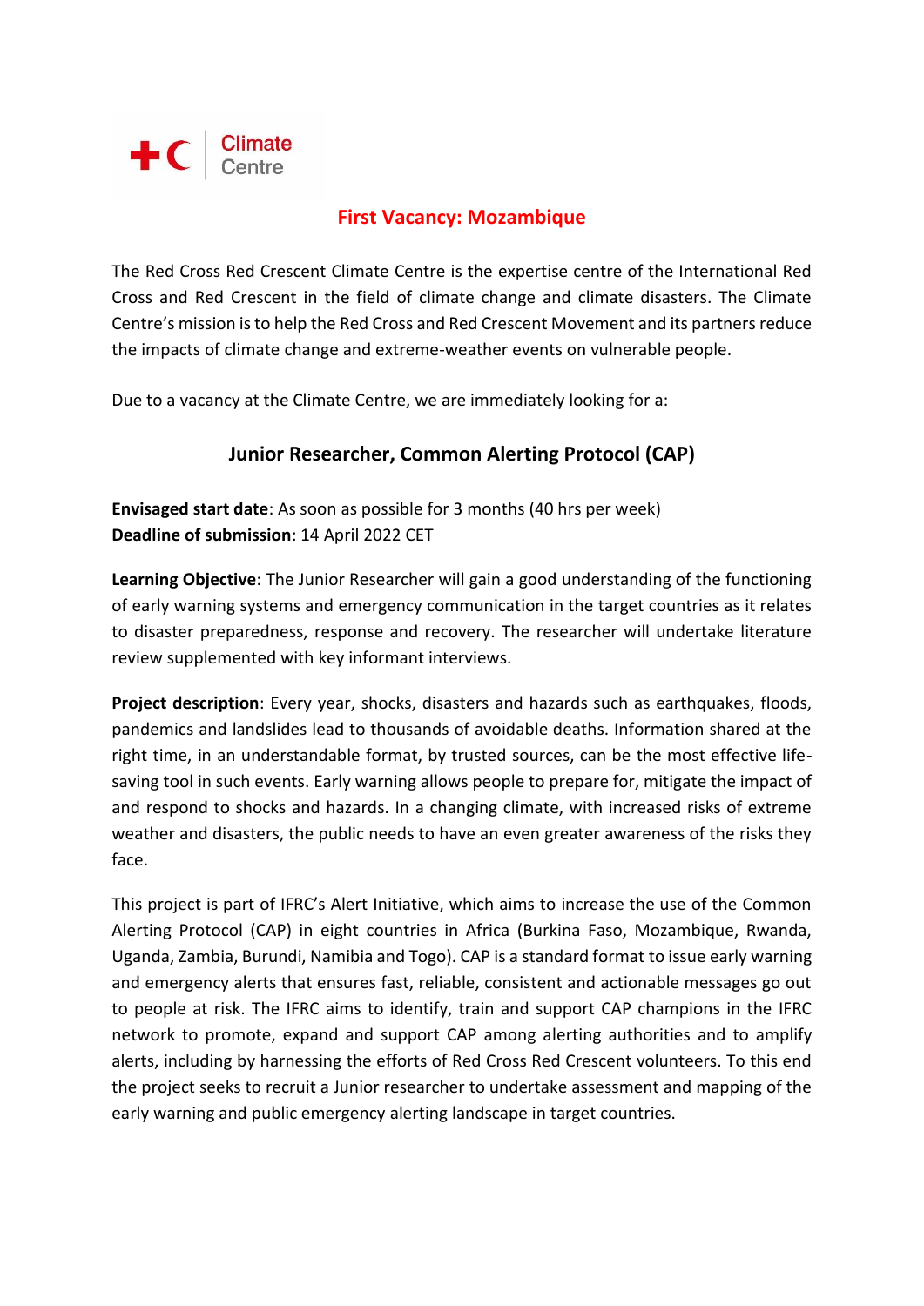Climate Centre

# First Vacancy: Mozambique

The Red Cross Red Crescent Climate Centre is the expertise centre of the International Red Cross and Red Crescent in the field of climate change and climate disasters. The Climate Centre's mission is to help the Red Cross and Red Crescent Movement and its partners reduce the impacts of climate change and extreme-weather events on vulnerable people.

Due to a vacancy at the Climate Centre, we are immediately looking for a:

## Junior Researcher, Common Alerting Protocol (CAP)

**Envisaged start date**: As soon as possible for 3 months (40 hrs per week)
**Deadline of submission**: 14 April 2022 CET

**Learning Objective**: The Junior Researcher will gain a good understanding of the functioning of early warning systems and emergency communication in the target countries as it relates to disaster preparedness, response and recovery. The researcher will undertake literature review supplemented with key informant interviews.

**Project description**: Every year, shocks, disasters and hazards such as earthquakes, floods, pandemics and landslides lead to thousands of avoidable deaths. Information shared at the right time, in an understandable format, by trusted sources, can be the most effective life-saving tool in such events. Early warning allows people to prepare for, mitigate the impact of and respond to shocks and hazards. In a changing climate, with increased risks of extreme weather and disasters, the public needs to have an even greater awareness of the risks they face.

This project is part of IFRC's Alert Initiative, which aims to increase the use of the Common Alerting Protocol (CAP) in eight countries in Africa (Burkina Faso, Mozambique, Rwanda, Uganda, Zambia, Burundi, Namibia and Togo). CAP is a standard format to issue early warning and emergency alerts that ensures fast, reliable, consistent and actionable messages go out to people at risk. The IFRC aims to identify, train and support CAP champions in the IFRC network to promote, expand and support CAP among alerting authorities and to amplify alerts, including by harnessing the efforts of Red Cross Red Crescent volunteers. To this end the project seeks to recruit a Junior researcher to undertake assessment and mapping of the early warning and public emergency alerting landscape in target countries.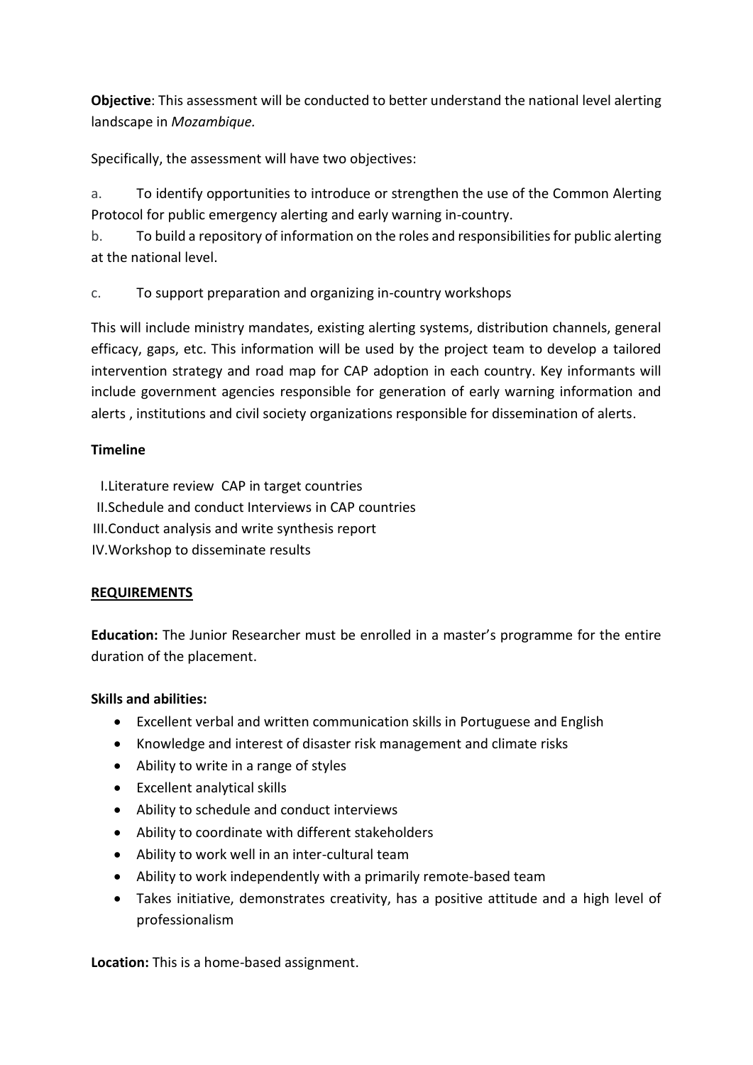**Objective**: This assessment will be conducted to better understand the national level alerting landscape in *Mozambique.*

Specifically, the assessment will have two objectives:

a. To identify opportunities to introduce or strengthen the use of the Common Alerting Protocol for public emergency alerting and early warning in-country.

b. To build a repository of information on the roles and responsibilities for public alerting at the national level.

c. To support preparation and organizing in-country workshops

This will include ministry mandates, existing alerting systems, distribution channels, general efficacy, gaps, etc. This information will be used by the project team to develop a tailored intervention strategy and road map for CAP adoption in each country. Key informants will include government agencies responsible for generation of early warning information and alerts , institutions and civil society organizations responsible for dissemination of alerts.

**Timeline**

I. Literature review CAP in target countries
II. Schedule and conduct Interviews in CAP countries
III. Conduct analysis and write synthesis report
IV. Workshop to disseminate results

**REQUIREMENTS**

**Education:** The Junior Researcher must be enrolled in a master's programme for the entire duration of the placement.

**Skills and abilities:**

- Excellent verbal and written communication skills in Portuguese and English
- Knowledge and interest of disaster risk management and climate risks
- Ability to write in a range of styles
- Excellent analytical skills
- Ability to schedule and conduct interviews
- Ability to coordinate with different stakeholders
- Ability to work well in an inter-cultural team
- Ability to work independently with a primarily remote-based team
- Takes initiative, demonstrates creativity, has a positive attitude and a high level of professionalism

**Location:** This is a home-based assignment.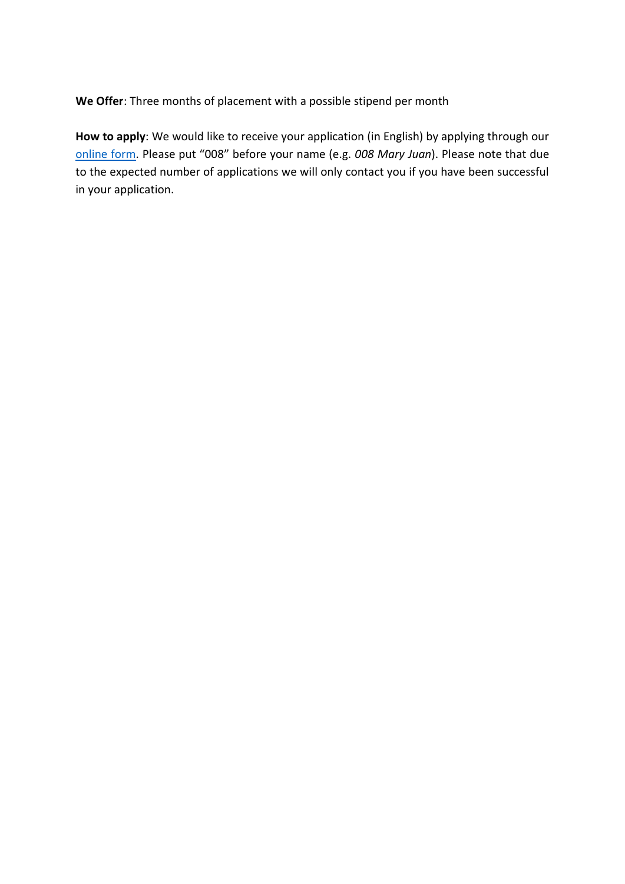**We Offer**: Three months of placement with a possible stipend per month

**How to apply**: We would like to receive your application (in English) by applying through our online form. Please put "008" before your name (e.g. *008 Mary Juan*). Please note that due to the expected number of applications we will only contact you if you have been successful in your application.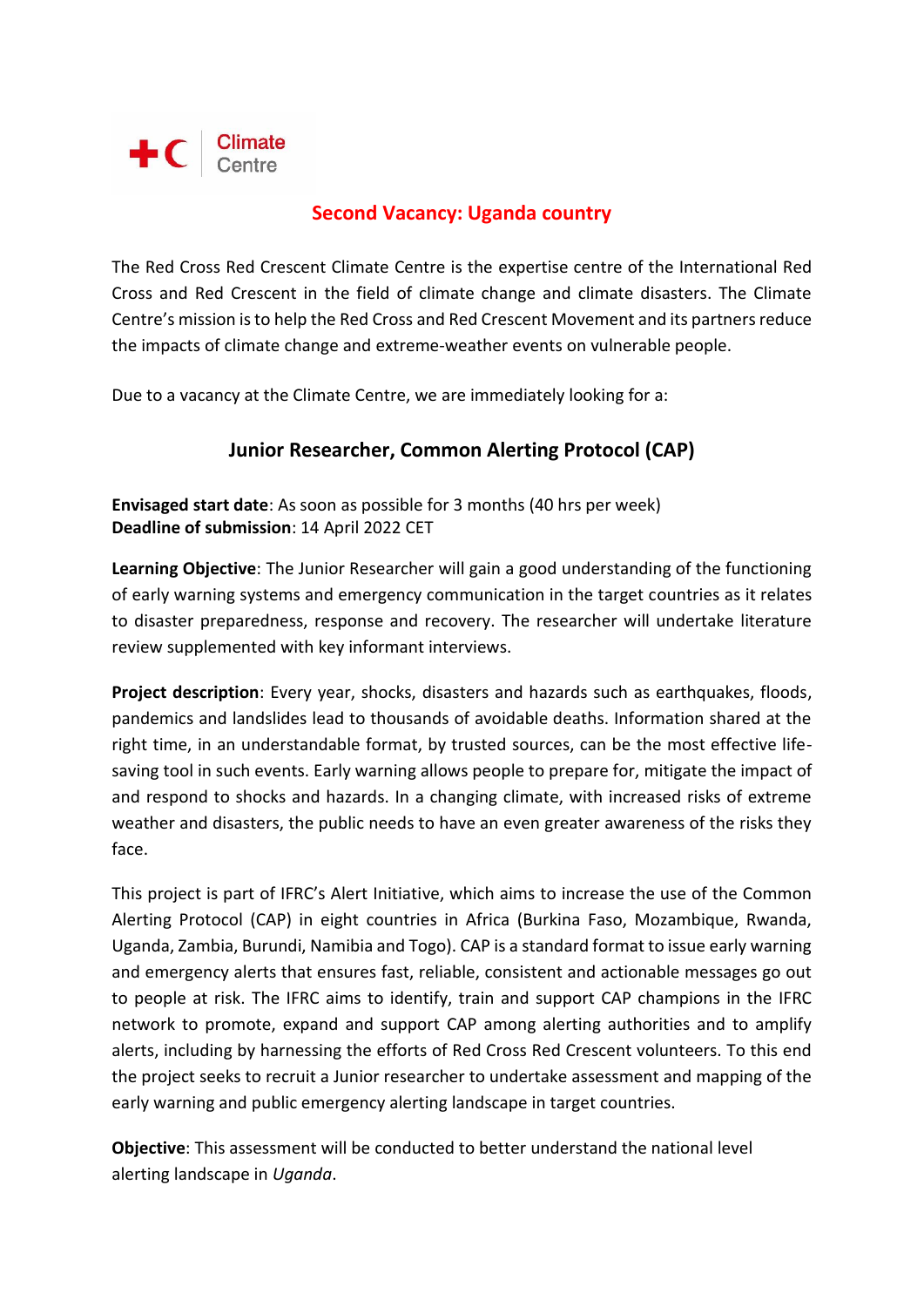Climate Centre

## Second Vacancy: Uganda country

The Red Cross Red Crescent Climate Centre is the expertise centre of the International Red Cross and Red Crescent in the field of climate change and climate disasters. The Climate Centre's mission is to help the Red Cross and Red Crescent Movement and its partners reduce the impacts of climate change and extreme-weather events on vulnerable people.

Due to a vacancy at the Climate Centre, we are immediately looking for a:

### Junior Researcher, Common Alerting Protocol (CAP)

**Envisaged start date**: As soon as possible for 3 months (40 hrs per week)
**Deadline of submission**: 14 April 2022 CET

**Learning Objective**: The Junior Researcher will gain a good understanding of the functioning of early warning systems and emergency communication in the target countries as it relates to disaster preparedness, response and recovery. The researcher will undertake literature review supplemented with key informant interviews.

**Project description**: Every year, shocks, disasters and hazards such as earthquakes, floods, pandemics and landslides lead to thousands of avoidable deaths. Information shared at the right time, in an understandable format, by trusted sources, can be the most effective life-saving tool in such events. Early warning allows people to prepare for, mitigate the impact of and respond to shocks and hazards. In a changing climate, with increased risks of extreme weather and disasters, the public needs to have an even greater awareness of the risks they face.

This project is part of IFRC's Alert Initiative, which aims to increase the use of the Common Alerting Protocol (CAP) in eight countries in Africa (Burkina Faso, Mozambique, Rwanda, Uganda, Zambia, Burundi, Namibia and Togo). CAP is a standard format to issue early warning and emergency alerts that ensures fast, reliable, consistent and actionable messages go out to people at risk. The IFRC aims to identify, train and support CAP champions in the IFRC network to promote, expand and support CAP among alerting authorities and to amplify alerts, including by harnessing the efforts of Red Cross Red Crescent volunteers. To this end the project seeks to recruit a Junior researcher to undertake assessment and mapping of the early warning and public emergency alerting landscape in target countries.

**Objective**: This assessment will be conducted to better understand the national level alerting landscape in *Uganda*.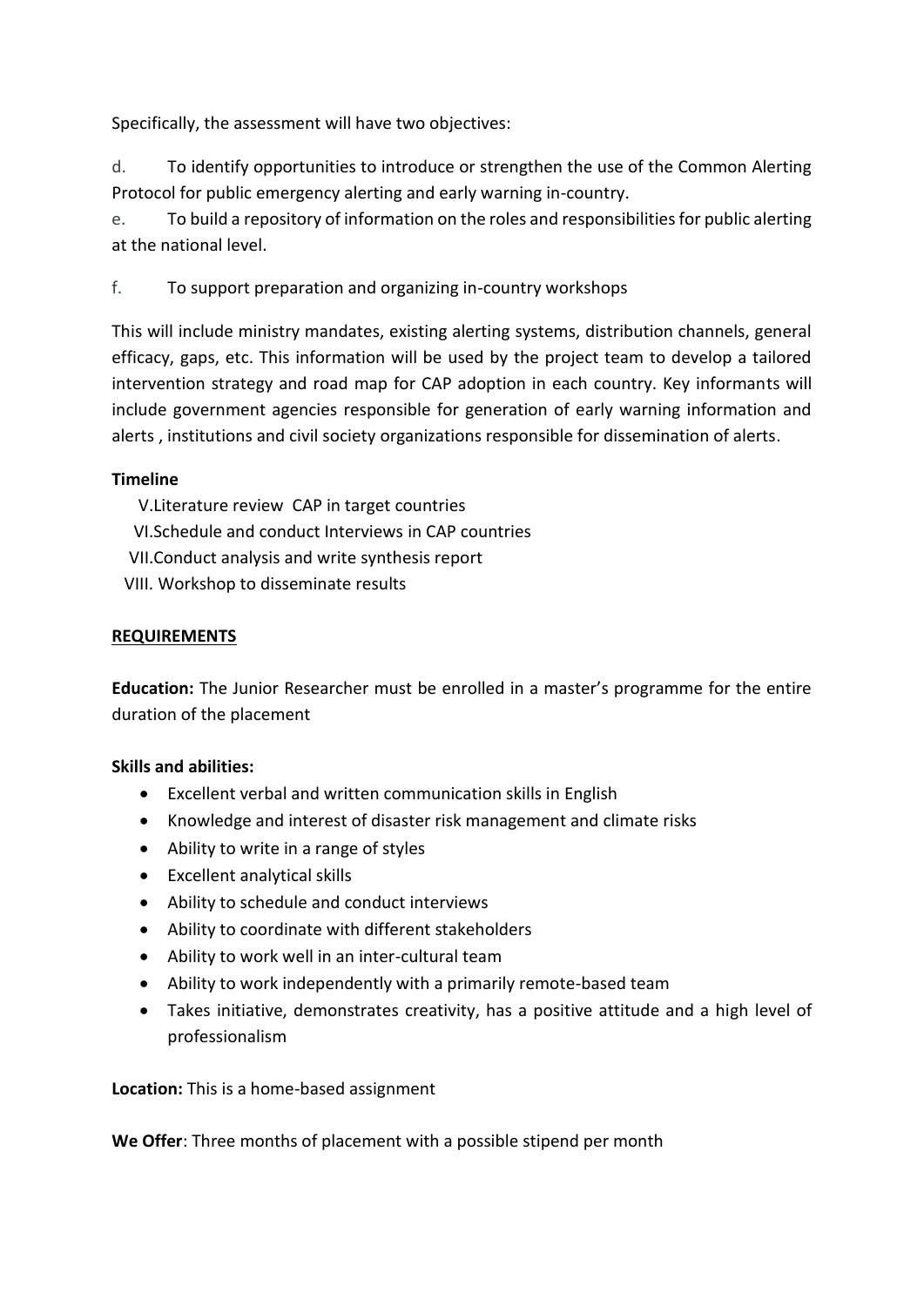Specifically, the assessment will have two objectives:

d. To identify opportunities to introduce or strengthen the use of the Common Alerting Protocol for public emergency alerting and early warning in-country.

e. To build a repository of information on the roles and responsibilities for public alerting at the national level.

f. To support preparation and organizing in-country workshops

This will include ministry mandates, existing alerting systems, distribution channels, general efficacy, gaps, etc. This information will be used by the project team to develop a tailored intervention strategy and road map for CAP adoption in each country. Key informants will include government agencies responsible for generation of early warning information and alerts , institutions and civil society organizations responsible for dissemination of alerts.

**Timeline**

V. Literature review CAP in target countries
VI. Schedule and conduct Interviews in CAP countries
VII. Conduct analysis and write synthesis report
VIII. Workshop to disseminate results

**REQUIREMENTS**

**Education:** The Junior Researcher must be enrolled in a master's programme for the entire duration of the placement

**Skills and abilities:**

- Excellent verbal and written communication skills in English
- Knowledge and interest of disaster risk management and climate risks
- Ability to write in a range of styles
- Excellent analytical skills
- Ability to schedule and conduct interviews
- Ability to coordinate with different stakeholders
- Ability to work well in an inter-cultural team
- Ability to work independently with a primarily remote-based team
- Takes initiative, demonstrates creativity, has a positive attitude and a high level of professionalism

**Location:** This is a home-based assignment

**We Offer**: Three months of placement with a possible stipend per month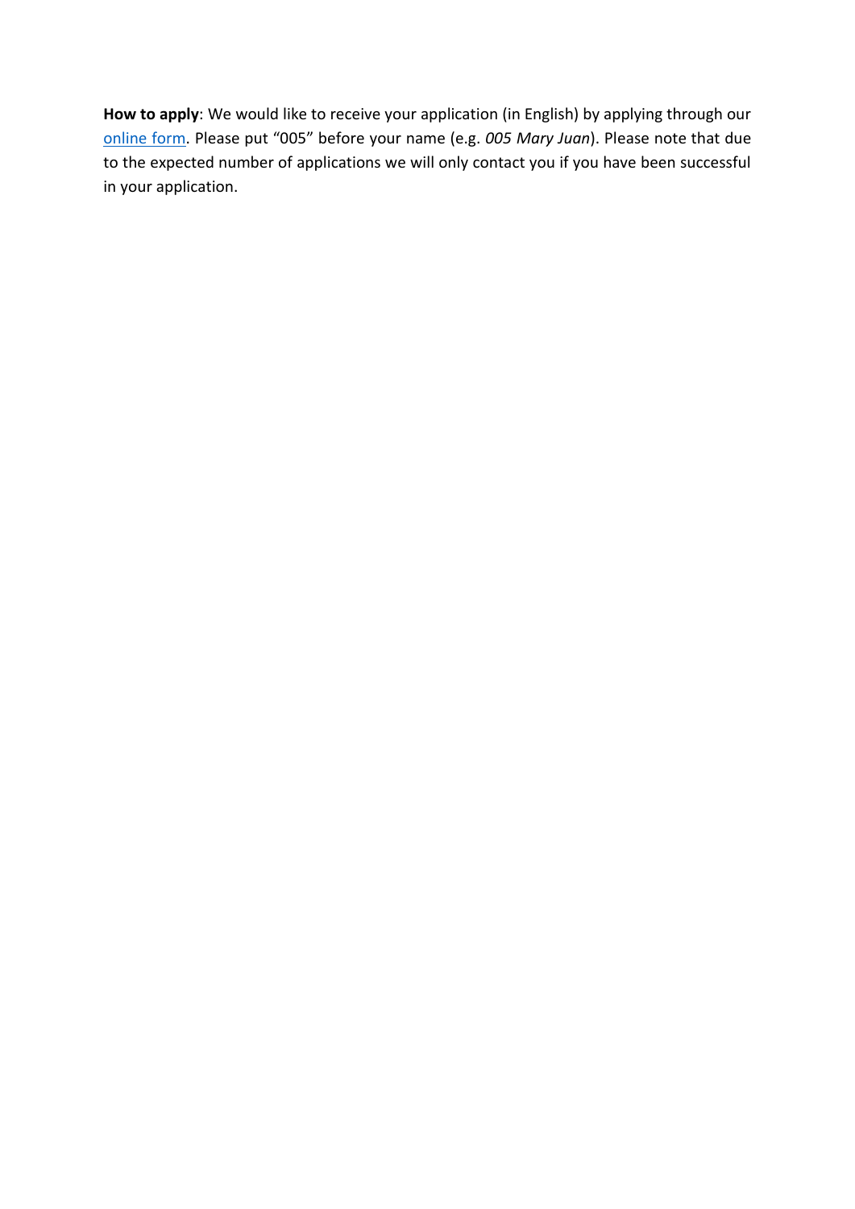**How to apply**: We would like to receive your application (in English) by applying through our online form. Please put "005" before your name (e.g. *005 Mary Juan*). Please note that due to the expected number of applications we will only contact you if you have been successful in your application.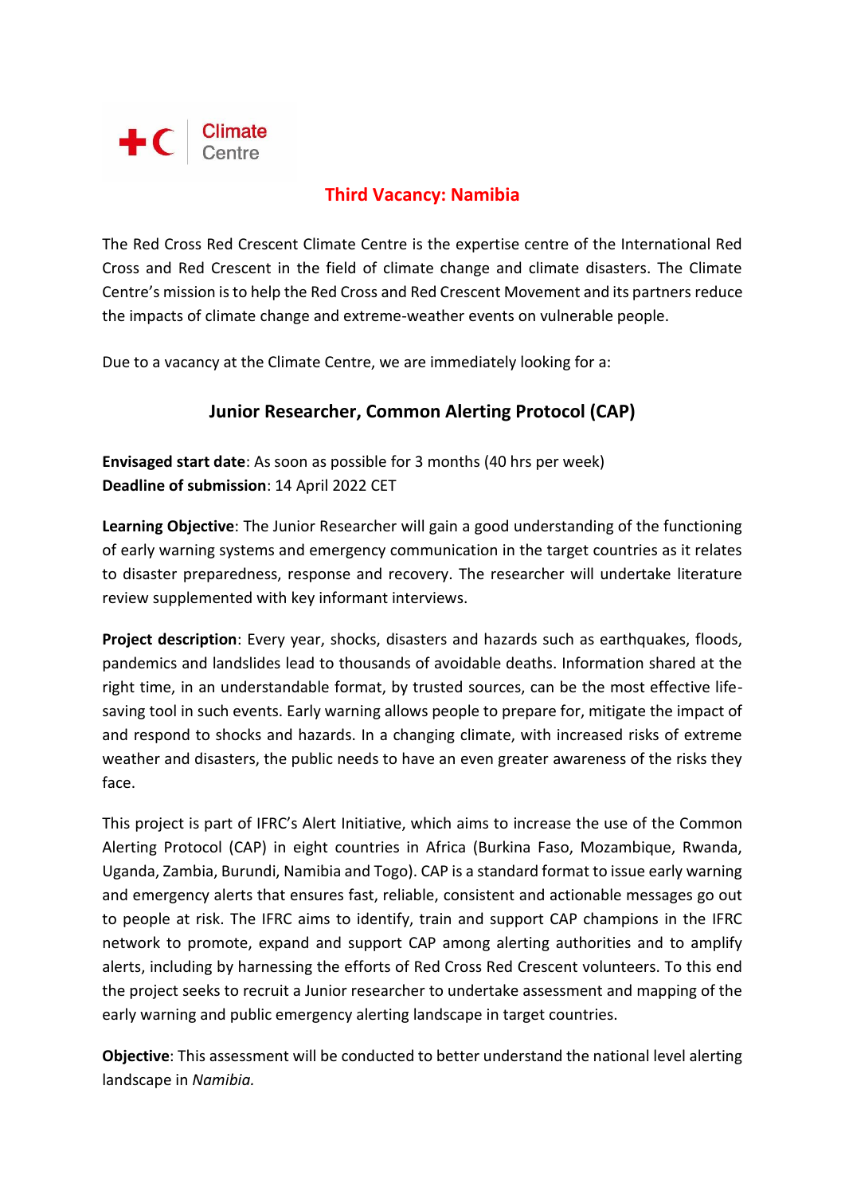Climate Centre

## Third Vacancy: Namibia

The Red Cross Red Crescent Climate Centre is the expertise centre of the International Red Cross and Red Crescent in the field of climate change and climate disasters. The Climate Centre's mission is to help the Red Cross and Red Crescent Movement and its partners reduce the impacts of climate change and extreme-weather events on vulnerable people.

Due to a vacancy at the Climate Centre, we are immediately looking for a:

### Junior Researcher, Common Alerting Protocol (CAP)

**Envisaged start date**: As soon as possible for 3 months (40 hrs per week)
**Deadline of submission**: 14 April 2022 CET

**Learning Objective**: The Junior Researcher will gain a good understanding of the functioning of early warning systems and emergency communication in the target countries as it relates to disaster preparedness, response and recovery. The researcher will undertake literature review supplemented with key informant interviews.

**Project description**: Every year, shocks, disasters and hazards such as earthquakes, floods, pandemics and landslides lead to thousands of avoidable deaths. Information shared at the right time, in an understandable format, by trusted sources, can be the most effective life-saving tool in such events. Early warning allows people to prepare for, mitigate the impact of and respond to shocks and hazards. In a changing climate, with increased risks of extreme weather and disasters, the public needs to have an even greater awareness of the risks they face.

This project is part of IFRC's Alert Initiative, which aims to increase the use of the Common Alerting Protocol (CAP) in eight countries in Africa (Burkina Faso, Mozambique, Rwanda, Uganda, Zambia, Burundi, Namibia and Togo). CAP is a standard format to issue early warning and emergency alerts that ensures fast, reliable, consistent and actionable messages go out to people at risk. The IFRC aims to identify, train and support CAP champions in the IFRC network to promote, expand and support CAP among alerting authorities and to amplify alerts, including by harnessing the efforts of Red Cross Red Crescent volunteers. To this end the project seeks to recruit a Junior researcher to undertake assessment and mapping of the early warning and public emergency alerting landscape in target countries.

**Objective**: This assessment will be conducted to better understand the national level alerting landscape in *Namibia.*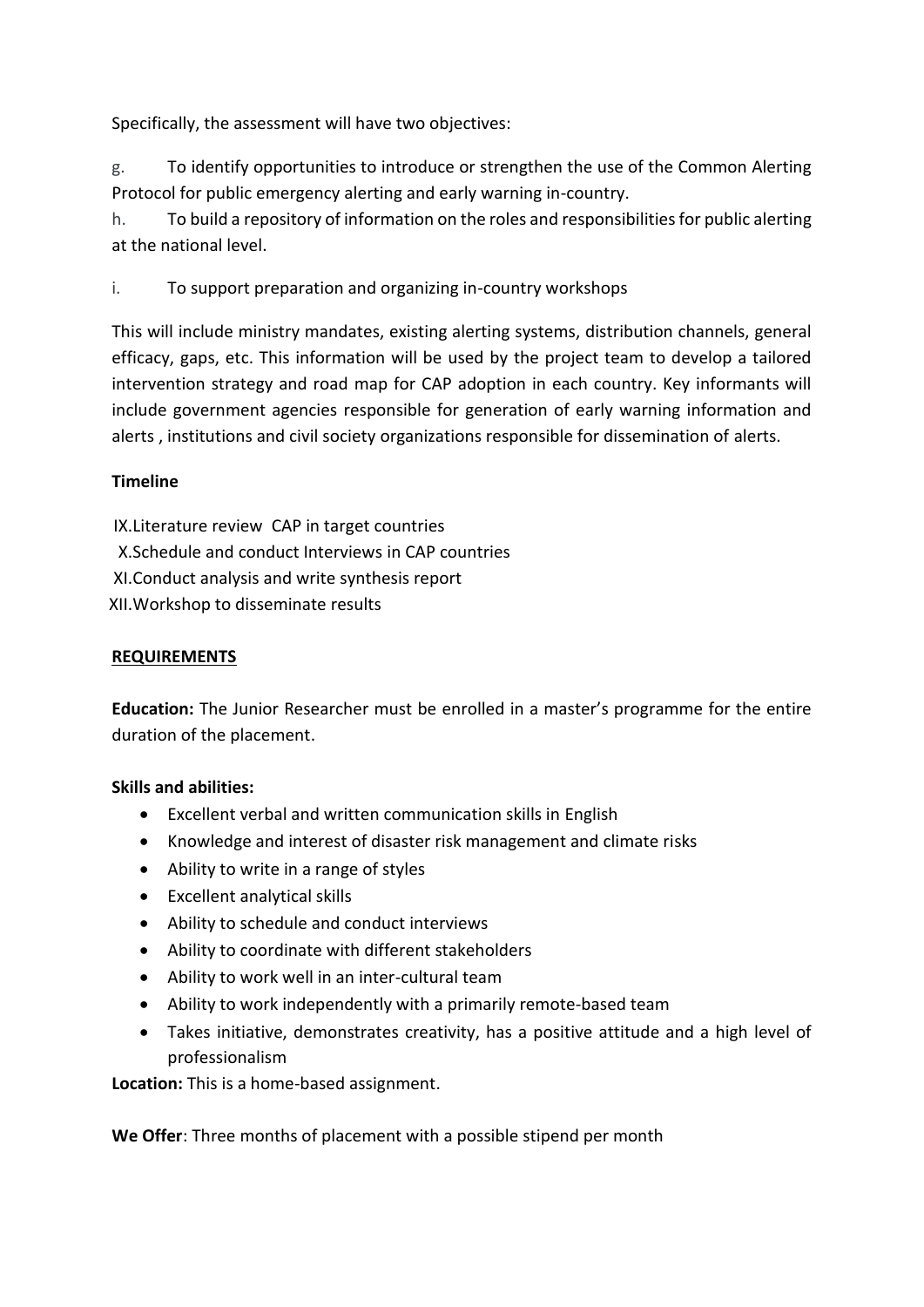Specifically, the assessment will have two objectives:

g. To identify opportunities to introduce or strengthen the use of the Common Alerting Protocol for public emergency alerting and early warning in-country.

h. To build a repository of information on the roles and responsibilities for public alerting at the national level.

i. To support preparation and organizing in-country workshops

This will include ministry mandates, existing alerting systems, distribution channels, general efficacy, gaps, etc. This information will be used by the project team to develop a tailored intervention strategy and road map for CAP adoption in each country. Key informants will include government agencies responsible for generation of early warning information and alerts , institutions and civil society organizations responsible for dissemination of alerts.

**Timeline**

IX. Literature review CAP in target countries
X. Schedule and conduct Interviews in CAP countries
XI. Conduct analysis and write synthesis report
XII. Workshop to disseminate results

**REQUIREMENTS**

**Education:** The Junior Researcher must be enrolled in a master's programme for the entire duration of the placement.

**Skills and abilities:**

- Excellent verbal and written communication skills in English
- Knowledge and interest of disaster risk management and climate risks
- Ability to write in a range of styles
- Excellent analytical skills
- Ability to schedule and conduct interviews
- Ability to coordinate with different stakeholders
- Ability to work well in an inter-cultural team
- Ability to work independently with a primarily remote-based team
- Takes initiative, demonstrates creativity, has a positive attitude and a high level of professionalism

**Location:** This is a home-based assignment.

**We Offer**: Three months of placement with a possible stipend per month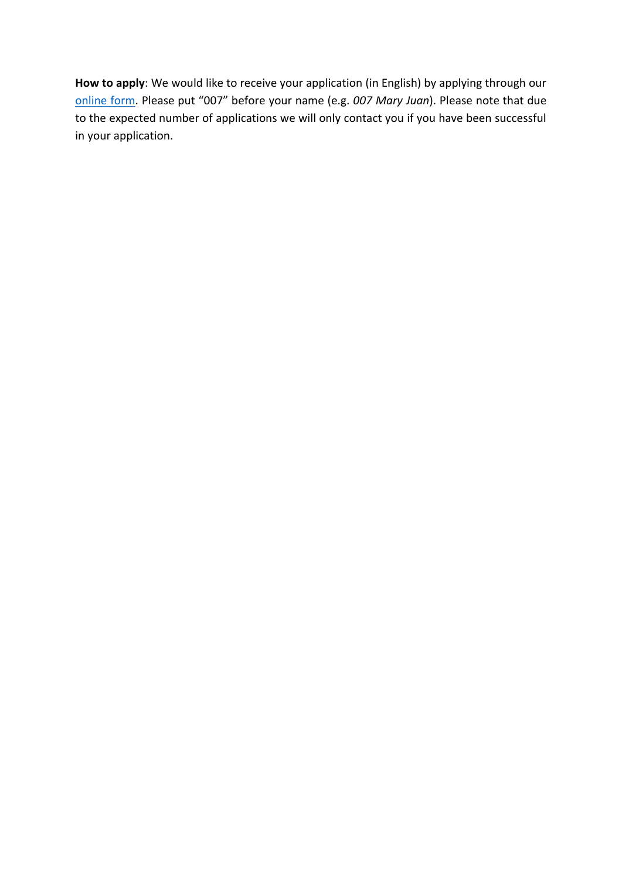**How to apply**: We would like to receive your application (in English) by applying through our online form. Please put "007" before your name (e.g. *007 Mary Juan*). Please note that due to the expected number of applications we will only contact you if you have been successful in your application.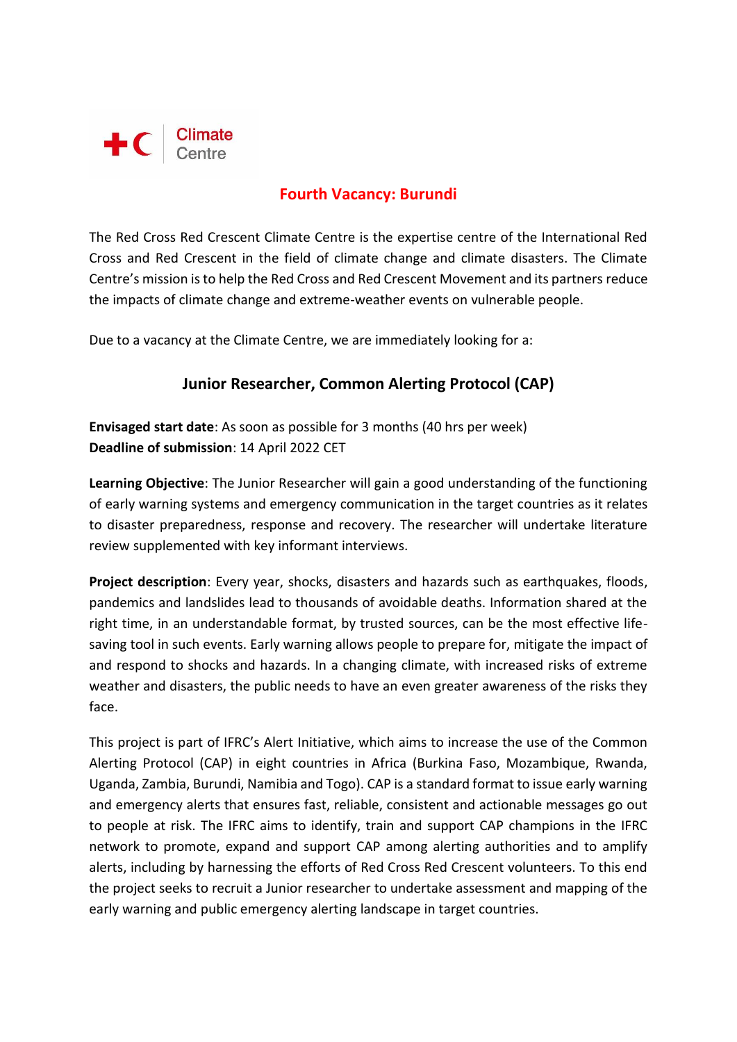Climate Centre

## Fourth Vacancy: Burundi

The Red Cross Red Crescent Climate Centre is the expertise centre of the International Red Cross and Red Crescent in the field of climate change and climate disasters. The Climate Centre's mission is to help the Red Cross and Red Crescent Movement and its partners reduce the impacts of climate change and extreme-weather events on vulnerable people.

Due to a vacancy at the Climate Centre, we are immediately looking for a:

### Junior Researcher, Common Alerting Protocol (CAP)

**Envisaged start date**: As soon as possible for 3 months (40 hrs per week)
**Deadline of submission**: 14 April 2022 CET

**Learning Objective**: The Junior Researcher will gain a good understanding of the functioning of early warning systems and emergency communication in the target countries as it relates to disaster preparedness, response and recovery. The researcher will undertake literature review supplemented with key informant interviews.

**Project description**: Every year, shocks, disasters and hazards such as earthquakes, floods, pandemics and landslides lead to thousands of avoidable deaths. Information shared at the right time, in an understandable format, by trusted sources, can be the most effective life-saving tool in such events. Early warning allows people to prepare for, mitigate the impact of and respond to shocks and hazards. In a changing climate, with increased risks of extreme weather and disasters, the public needs to have an even greater awareness of the risks they face.

This project is part of IFRC's Alert Initiative, which aims to increase the use of the Common Alerting Protocol (CAP) in eight countries in Africa (Burkina Faso, Mozambique, Rwanda, Uganda, Zambia, Burundi, Namibia and Togo). CAP is a standard format to issue early warning and emergency alerts that ensures fast, reliable, consistent and actionable messages go out to people at risk. The IFRC aims to identify, train and support CAP champions in the IFRC network to promote, expand and support CAP among alerting authorities and to amplify alerts, including by harnessing the efforts of Red Cross Red Crescent volunteers. To this end the project seeks to recruit a Junior researcher to undertake assessment and mapping of the early warning and public emergency alerting landscape in target countries.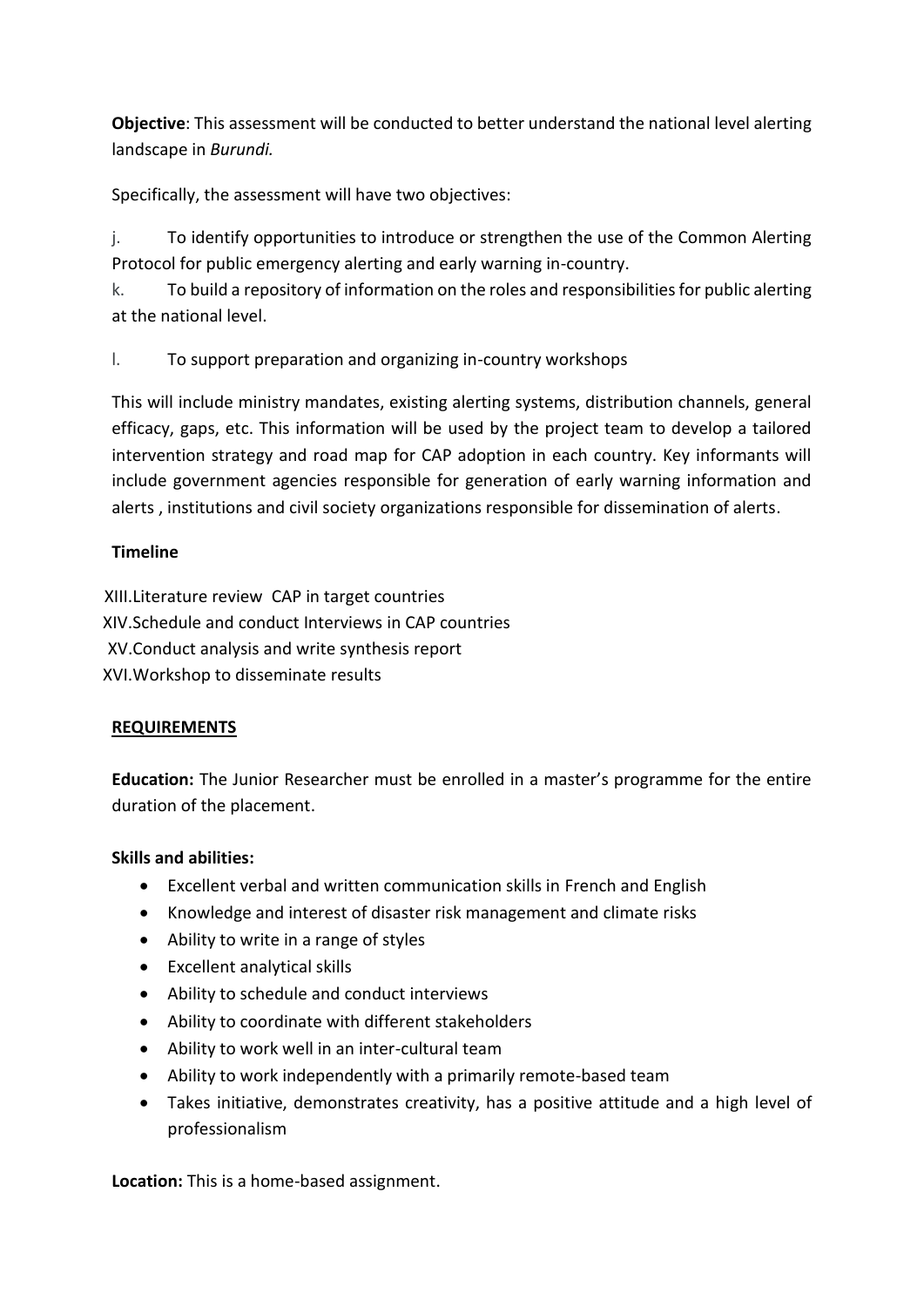**Objective**: This assessment will be conducted to better understand the national level alerting landscape in *Burundi.*

Specifically, the assessment will have two objectives:

j. To identify opportunities to introduce or strengthen the use of the Common Alerting Protocol for public emergency alerting and early warning in-country.

k. To build a repository of information on the roles and responsibilities for public alerting at the national level.

l. To support preparation and organizing in-country workshops

This will include ministry mandates, existing alerting systems, distribution channels, general efficacy, gaps, etc. This information will be used by the project team to develop a tailored intervention strategy and road map for CAP adoption in each country. Key informants will include government agencies responsible for generation of early warning information and alerts , institutions and civil society organizations responsible for dissemination of alerts.

**Timeline**

XIII. Literature review CAP in target countries
XIV. Schedule and conduct Interviews in CAP countries
XV. Conduct analysis and write synthesis report
XVI. Workshop to disseminate results

**REQUIREMENTS**

**Education:** The Junior Researcher must be enrolled in a master's programme for the entire duration of the placement.

**Skills and abilities:**

- Excellent verbal and written communication skills in French and English
- Knowledge and interest of disaster risk management and climate risks
- Ability to write in a range of styles
- Excellent analytical skills
- Ability to schedule and conduct interviews
- Ability to coordinate with different stakeholders
- Ability to work well in an inter-cultural team
- Ability to work independently with a primarily remote-based team
- Takes initiative, demonstrates creativity, has a positive attitude and a high level of professionalism

**Location:** This is a home-based assignment.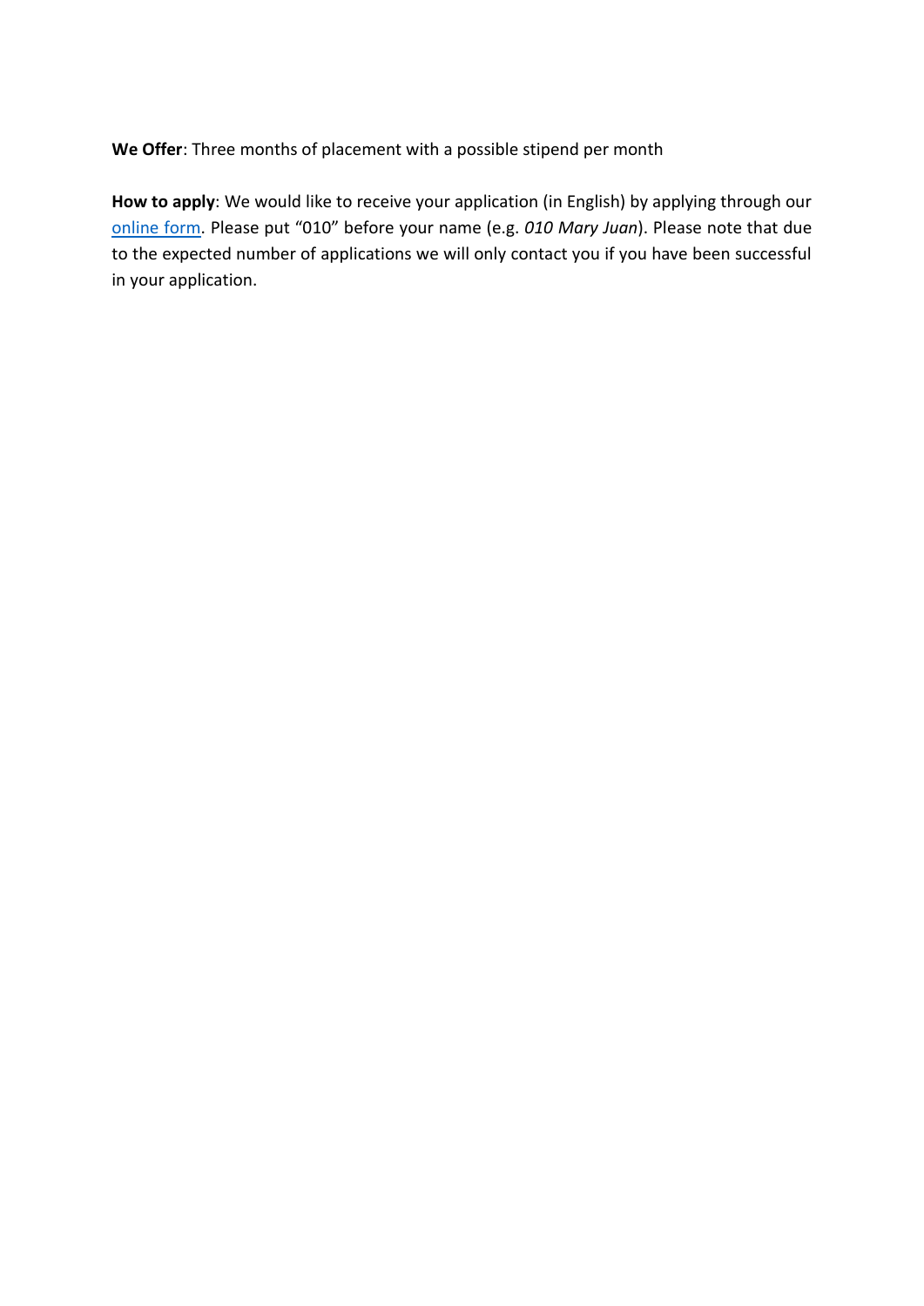**We Offer**: Three months of placement with a possible stipend per month

**How to apply**: We would like to receive your application (in English) by applying through our online form. Please put “010” before your name (e.g. *010 Mary Juan*). Please note that due to the expected number of applications we will only contact you if you have been successful in your application.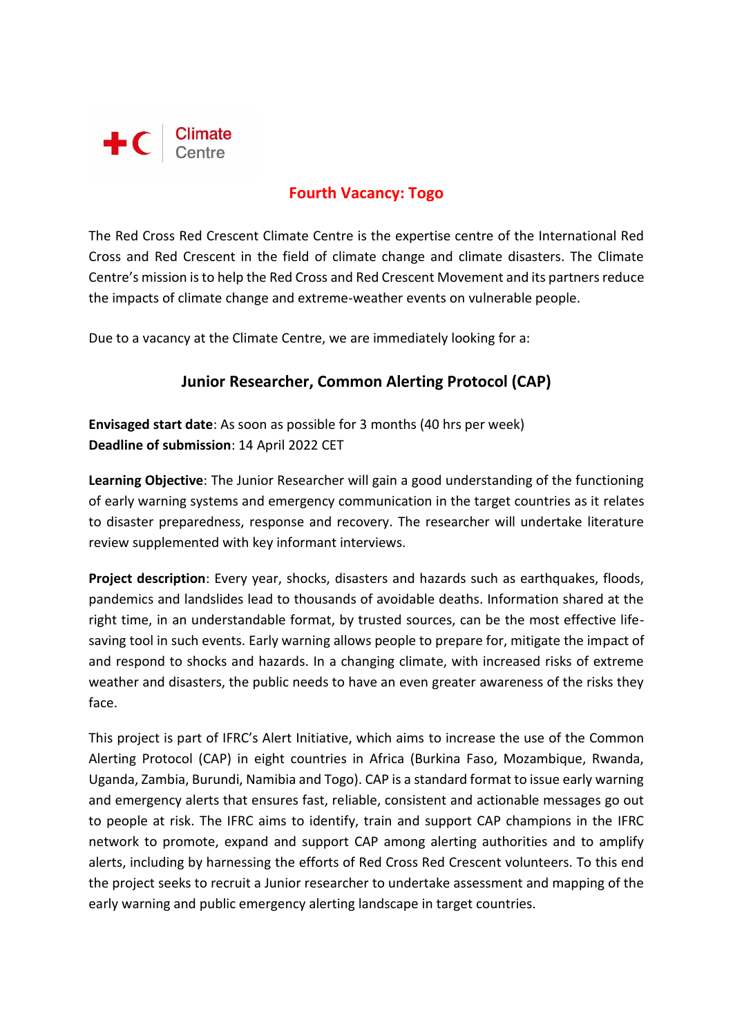Climate Centre

## Fourth Vacancy: Togo

The Red Cross Red Crescent Climate Centre is the expertise centre of the International Red Cross and Red Crescent in the field of climate change and climate disasters. The Climate Centre's mission is to help the Red Cross and Red Crescent Movement and its partners reduce the impacts of climate change and extreme-weather events on vulnerable people.

Due to a vacancy at the Climate Centre, we are immediately looking for a:

### Junior Researcher, Common Alerting Protocol (CAP)

**Envisaged start date**: As soon as possible for 3 months (40 hrs per week)
**Deadline of submission**: 14 April 2022 CET

**Learning Objective**: The Junior Researcher will gain a good understanding of the functioning of early warning systems and emergency communication in the target countries as it relates to disaster preparedness, response and recovery. The researcher will undertake literature review supplemented with key informant interviews.

**Project description**: Every year, shocks, disasters and hazards such as earthquakes, floods, pandemics and landslides lead to thousands of avoidable deaths. Information shared at the right time, in an understandable format, by trusted sources, can be the most effective life-saving tool in such events. Early warning allows people to prepare for, mitigate the impact of and respond to shocks and hazards. In a changing climate, with increased risks of extreme weather and disasters, the public needs to have an even greater awareness of the risks they face.

This project is part of IFRC's Alert Initiative, which aims to increase the use of the Common Alerting Protocol (CAP) in eight countries in Africa (Burkina Faso, Mozambique, Rwanda, Uganda, Zambia, Burundi, Namibia and Togo). CAP is a standard format to issue early warning and emergency alerts that ensures fast, reliable, consistent and actionable messages go out to people at risk. The IFRC aims to identify, train and support CAP champions in the IFRC network to promote, expand and support CAP among alerting authorities and to amplify alerts, including by harnessing the efforts of Red Cross Red Crescent volunteers. To this end the project seeks to recruit a Junior researcher to undertake assessment and mapping of the early warning and public emergency alerting landscape in target countries.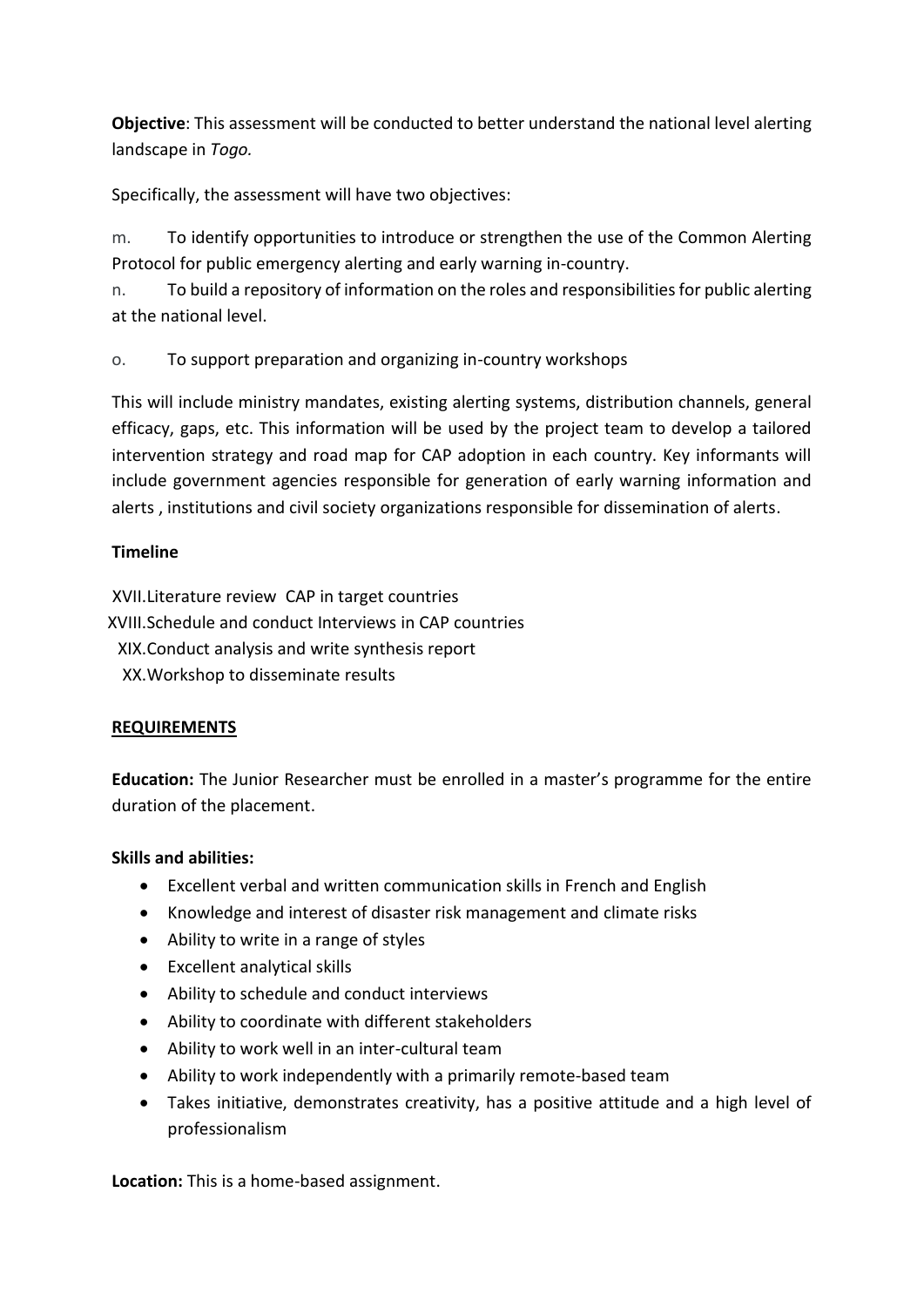**Objective**: This assessment will be conducted to better understand the national level alerting landscape in *Togo.*

Specifically, the assessment will have two objectives:

m. To identify opportunities to introduce or strengthen the use of the Common Alerting Protocol for public emergency alerting and early warning in-country.

n. To build a repository of information on the roles and responsibilities for public alerting at the national level.

o. To support preparation and organizing in-country workshops

This will include ministry mandates, existing alerting systems, distribution channels, general efficacy, gaps, etc. This information will be used by the project team to develop a tailored intervention strategy and road map for CAP adoption in each country. Key informants will include government agencies responsible for generation of early warning information and alerts , institutions and civil society organizations responsible for dissemination of alerts.

**Timeline**

XVII. Literature review CAP in target countries
XVIII. Schedule and conduct Interviews in CAP countries
XIX. Conduct analysis and write synthesis report
XX. Workshop to disseminate results

**REQUIREMENTS**

**Education:** The Junior Researcher must be enrolled in a master's programme for the entire duration of the placement.

**Skills and abilities:**

- Excellent verbal and written communication skills in French and English
- Knowledge and interest of disaster risk management and climate risks
- Ability to write in a range of styles
- Excellent analytical skills
- Ability to schedule and conduct interviews
- Ability to coordinate with different stakeholders
- Ability to work well in an inter-cultural team
- Ability to work independently with a primarily remote-based team
- Takes initiative, demonstrates creativity, has a positive attitude and a high level of professionalism

**Location:** This is a home-based assignment.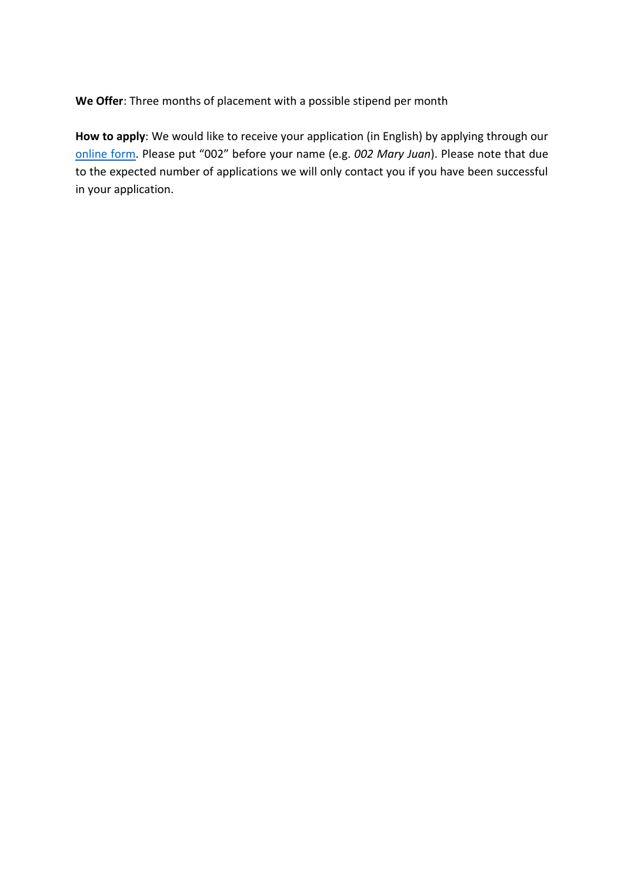**We Offer**: Three months of placement with a possible stipend per month

**How to apply**: We would like to receive your application (in English) by applying through our [online form](). Please put “002” before your name (e.g. *002 Mary Juan*). Please note that due to the expected number of applications we will only contact you if you have been successful in your application.